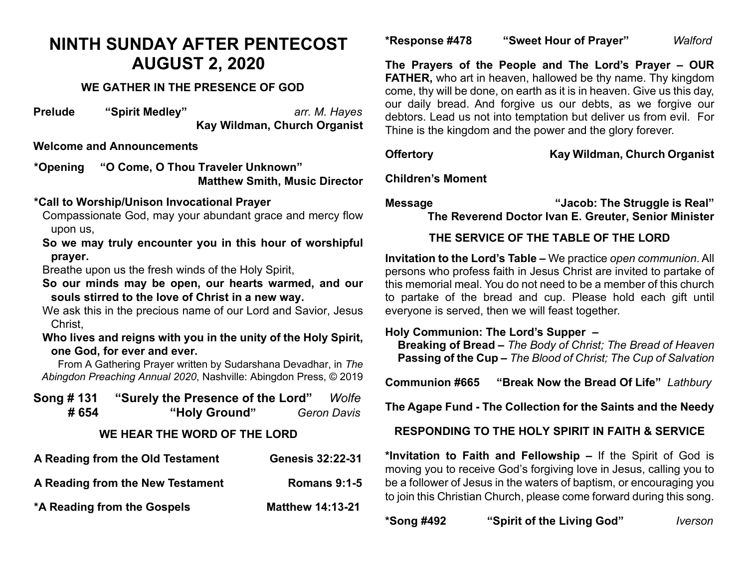# NINTH SUNDAY AFTER PENTECOST
# AUGUST 2, 2020

## WE GATHER IN THE PRESENCE OF GOD

**Prelude** **"Spirit Medley"** *arr. M. Hayes*
**Kay Wildman, Church Organist**

**Welcome and Announcements**

***Opening** **"O Come, O Thou Traveler Unknown"**
**Matthew Smith, Music Director**

***Call to Worship/Unison Invocational Prayer**

Compassionate God, may your abundant grace and mercy flow upon us,

**So we may truly encounter you in this hour of worshipful prayer.**

Breathe upon us the fresh winds of the Holy Spirit,

**So our minds may be open, our hearts warmed, and our souls stirred to the love of Christ in a new way.**

We ask this in the precious name of our Lord and Savior, Jesus Christ,

**Who lives and reigns with you in the unity of the Holy Spirit, one God, for ever and ever.**

From A Gathering Prayer written by Sudarshana Devadhar, in *The Abingdon Preaching Annual 2020*, Nashville: Abingdon Press, © 2019

**Song # 131** **"Surely the Presence of the Lord"** *Wolfe*
**# 654** **"Holy Ground"** *Geron Davis*

## WE HEAR THE WORD OF THE LORD

**A Reading from the Old Testament** **Genesis 32:22-31**

**A Reading from the New Testament** **Romans 9:1-5**

***A Reading from the Gospels** **Matthew 14:13-21**

***Response #478** **"Sweet Hour of Prayer"** *Walford*

**The Prayers of the People and The Lord's Prayer – OUR FATHER,** who art in heaven, hallowed be thy name. Thy kingdom come, thy will be done, on earth as it is in heaven. Give us this day, our daily bread. And forgive us our debts, as we forgive our debtors. Lead us not into temptation but deliver us from evil. For Thine is the kingdom and the power and the glory forever.

**Offertory** **Kay Wildman, Church Organist**

**Children's Moment**

**Message** **"Jacob: The Struggle is Real"**
**The Reverend Doctor Ivan E. Greuter, Senior Minister**

## THE SERVICE OF THE TABLE OF THE LORD

**Invitation to the Lord's Table –** We practice *open communion*. All persons who profess faith in Jesus Christ are invited to partake of this memorial meal. You do not need to be a member of this church to partake of the bread and cup. Please hold each gift until everyone is served, then we will feast together.

**Holy Communion: The Lord's Supper –**
**Breaking of Bread –** *The Body of Christ; The Bread of Heaven*
**Passing of the Cup –** *The Blood of Christ; The Cup of Salvation*

**Communion #665** **"Break Now the Bread Of Life"** *Lathbury*

**The Agape Fund - The Collection for the Saints and the Needy**

## RESPONDING TO THE HOLY SPIRIT IN FAITH & SERVICE

***Invitation to Faith and Fellowship –** If the Spirit of God is moving you to receive God's forgiving love in Jesus, calling you to be a follower of Jesus in the waters of baptism, or encouraging you to join this Christian Church, please come forward during this song.

***Song #492** **"Spirit of the Living God"** *Iverson*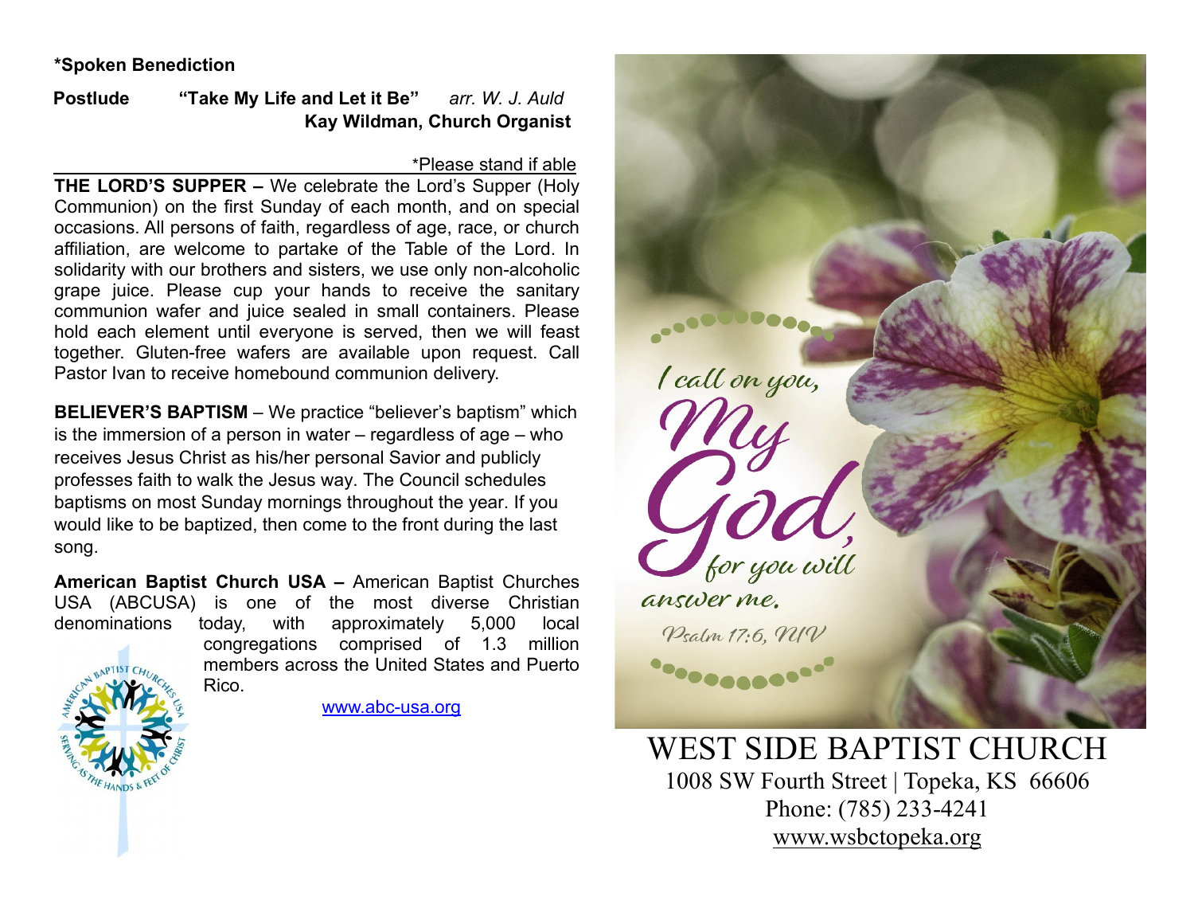**\*Spoken Benediction**

**Postlude** **"Take My Life and Let it Be"** *arr. W. J. Auld*
**Kay Wildman, Church Organist**

\*Please stand if able

**THE LORD'S SUPPER –** We celebrate the Lord's Supper (Holy Communion) on the first Sunday of each month, and on special occasions. All persons of faith, regardless of age, race, or church affiliation, are welcome to partake of the Table of the Lord. In solidarity with our brothers and sisters, we use only non-alcoholic grape juice. Please cup your hands to receive the sanitary communion wafer and juice sealed in small containers. Please hold each element until everyone is served, then we will feast together. Gluten-free wafers are available upon request. Call Pastor Ivan to receive homebound communion delivery.

**BELIEVER'S BAPTISM** – We practice "believer's baptism" which is the immersion of a person in water – regardless of age – who receives Jesus Christ as his/her personal Savior and publicly professes faith to walk the Jesus way. The Council schedules baptisms on most Sunday mornings throughout the year. If you would like to be baptized, then come to the front during the last song.

**American Baptist Church USA –** American Baptist Churches USA (ABCUSA) is one of the most diverse Christian denominations today, with approximately 5,000 local congregations comprised of 1.3 million members across the United States and Puerto Rico.

www.abc-usa.org

*I call on you, My God, for you will answer me.*
*Psalm 17:6, NIV*

WEST SIDE BAPTIST CHURCH
1008 SW Fourth Street | Topeka, KS 66606
Phone: (785) 233-4241
www.wsbctopeka.org